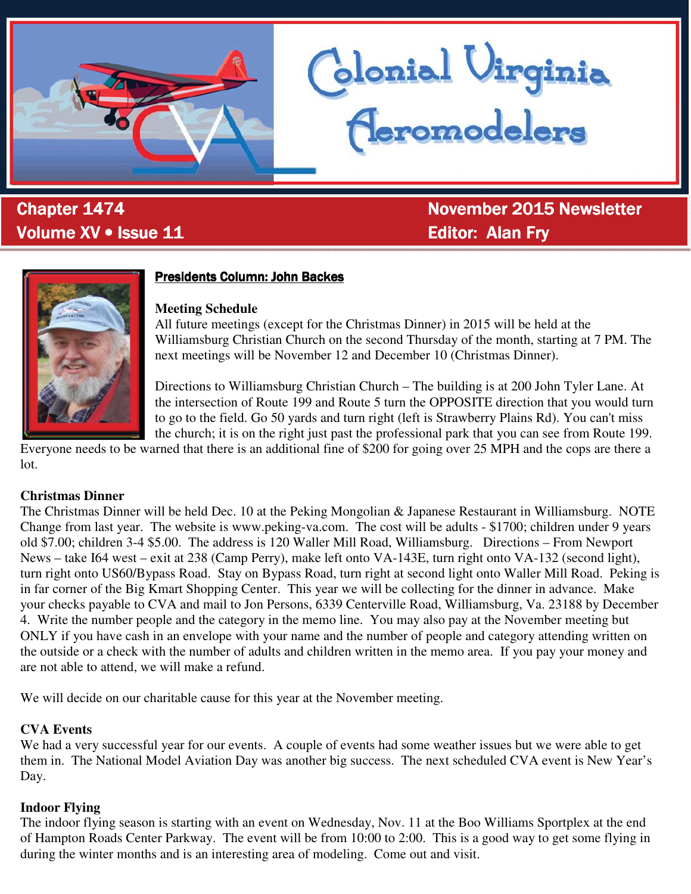# Colonial Virginia Aeromodelers

**Chapter 1474**
**Volume XV • Issue 11**

**November 2015 Newsletter**
**Editor: Alan Fry**

## Presidents Column: John Backes

**Meeting Schedule**
All future meetings (except for the Christmas Dinner) in 2015 will be held at the Williamsburg Christian Church on the second Thursday of the month, starting at 7 PM. The next meetings will be November 12 and December 10 (Christmas Dinner).

Directions to Williamsburg Christian Church – The building is at 200 John Tyler Lane. At the intersection of Route 199 and Route 5 turn the OPPOSITE direction that you would turn to go to the field. Go 50 yards and turn right (left is Strawberry Plains Rd). You can't miss the church; it is on the right just past the professional park that you can see from Route 199. Everyone needs to be warned that there is an additional fine of $200 for going over 25 MPH and the cops are there a lot.

**Christmas Dinner**
The Christmas Dinner will be held Dec. 10 at the Peking Mongolian & Japanese Restaurant in Williamsburg. NOTE Change from last year. The website is www.peking-va.com. The cost will be adults - $1700; children under 9 years old $7.00; children 3-4 $5.00. The address is 120 Waller Mill Road, Williamsburg. Directions – From Newport News – take I64 west – exit at 238 (Camp Perry), make left onto VA-143E, turn right onto VA-132 (second light), turn right onto US60/Bypass Road. Stay on Bypass Road, turn right at second light onto Waller Mill Road. Peking is in far corner of the Big Kmart Shopping Center. This year we will be collecting for the dinner in advance. Make your checks payable to CVA and mail to Jon Persons, 6339 Centerville Road, Williamsburg, Va. 23188 by December 4. Write the number people and the category in the memo line. You may also pay at the November meeting but ONLY if you have cash in an envelope with your name and the number of people and category attending written on the outside or a check with the number of adults and children written in the memo area. If you pay your money and are not able to attend, we will make a refund.

We will decide on our charitable cause for this year at the November meeting.

**CVA Events**
We had a very successful year for our events. A couple of events had some weather issues but we were able to get them in. The National Model Aviation Day was another big success. The next scheduled CVA event is New Year's Day.

**Indoor Flying**
The indoor flying season is starting with an event on Wednesday, Nov. 11 at the Boo Williams Sportplex at the end of Hampton Roads Center Parkway. The event will be from 10:00 to 2:00. This is a good way to get some flying in during the winter months and is an interesting area of modeling. Come out and visit.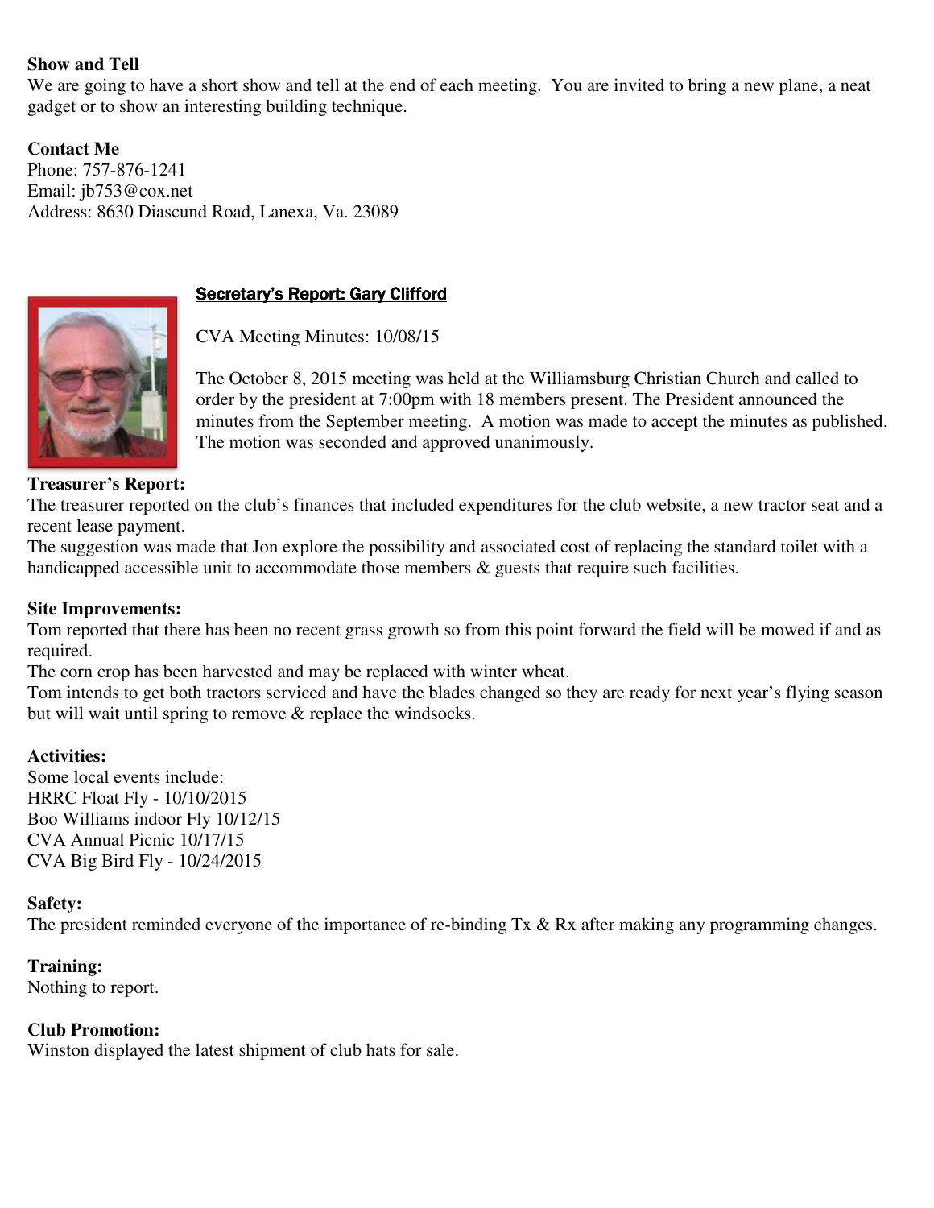**Show and Tell**

We are going to have a short show and tell at the end of each meeting. You are invited to bring a new plane, a neat gadget or to show an interesting building technique.

**Contact Me**

Phone: 757-876-1241
Email: jb753@cox.net
Address: 8630 Diascund Road, Lanexa, Va. 23089

## Secretary's Report: Gary Clifford

CVA Meeting Minutes: 10/08/15

The October 8, 2015 meeting was held at the Williamsburg Christian Church and called to order by the president at 7:00pm with 18 members present. The President announced the minutes from the September meeting. A motion was made to accept the minutes as published. The motion was seconded and approved unanimously.

**Treasurer's Report:**

The treasurer reported on the club's finances that included expenditures for the club website, a new tractor seat and a recent lease payment.

The suggestion was made that Jon explore the possibility and associated cost of replacing the standard toilet with a handicapped accessible unit to accommodate those members & guests that require such facilities.

**Site Improvements:**

Tom reported that there has been no recent grass growth so from this point forward the field will be mowed if and as required.

The corn crop has been harvested and may be replaced with winter wheat.

Tom intends to get both tractors serviced and have the blades changed so they are ready for next year's flying season but will wait until spring to remove & replace the windsocks.

**Activities:**

Some local events include:
HRRC Float Fly - 10/10/2015
Boo Williams indoor Fly 10/12/15
CVA Annual Picnic 10/17/15
CVA Big Bird Fly - 10/24/2015

**Safety:**

The president reminded everyone of the importance of re-binding Tx & Rx after making <u>any</u> programming changes.

**Training:**

Nothing to report.

**Club Promotion:**

Winston displayed the latest shipment of club hats for sale.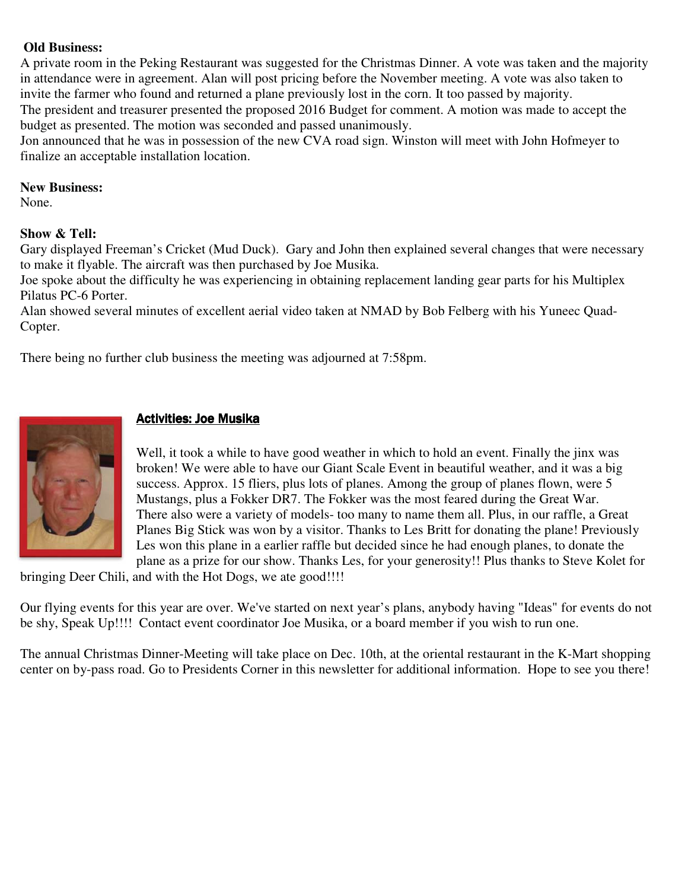**Old Business:**

A private room in the Peking Restaurant was suggested for the Christmas Dinner. A vote was taken and the majority in attendance were in agreement. Alan will post pricing before the November meeting. A vote was also taken to invite the farmer who found and returned a plane previously lost in the corn. It too passed by majority.

The president and treasurer presented the proposed 2016 Budget for comment. A motion was made to accept the budget as presented. The motion was seconded and passed unanimously.

Jon announced that he was in possession of the new CVA road sign. Winston will meet with John Hofmeyer to finalize an acceptable installation location.

**New Business:**

None.

**Show & Tell:**

Gary displayed Freeman's Cricket (Mud Duck). Gary and John then explained several changes that were necessary to make it flyable. The aircraft was then purchased by Joe Musika.

Joe spoke about the difficulty he was experiencing in obtaining replacement landing gear parts for his Multiplex Pilatus PC-6 Porter.

Alan showed several minutes of excellent aerial video taken at NMAD by Bob Felberg with his Yuneec Quad-Copter.

There being no further club business the meeting was adjourned at 7:58pm.

## Activities: Joe Musika

Well, it took a while to have good weather in which to hold an event. Finally the jinx was broken! We were able to have our Giant Scale Event in beautiful weather, and it was a big success. Approx. 15 fliers, plus lots of planes. Among the group of planes flown, were 5 Mustangs, plus a Fokker DR7. The Fokker was the most feared during the Great War. There also were a variety of models- too many to name them all. Plus, in our raffle, a Great Planes Big Stick was won by a visitor. Thanks to Les Britt for donating the plane! Previously Les won this plane in a earlier raffle but decided since he had enough planes, to donate the plane as a prize for our show. Thanks Les, for your generosity!! Plus thanks to Steve Kolet for bringing Deer Chili, and with the Hot Dogs, we ate good!!!!

Our flying events for this year are over. We've started on next year's plans, anybody having "Ideas" for events do not be shy, Speak Up!!!! Contact event coordinator Joe Musika, or a board member if you wish to run one.

The annual Christmas Dinner-Meeting will take place on Dec. 10th, at the oriental restaurant in the K-Mart shopping center on by-pass road. Go to Presidents Corner in this newsletter for additional information. Hope to see you there!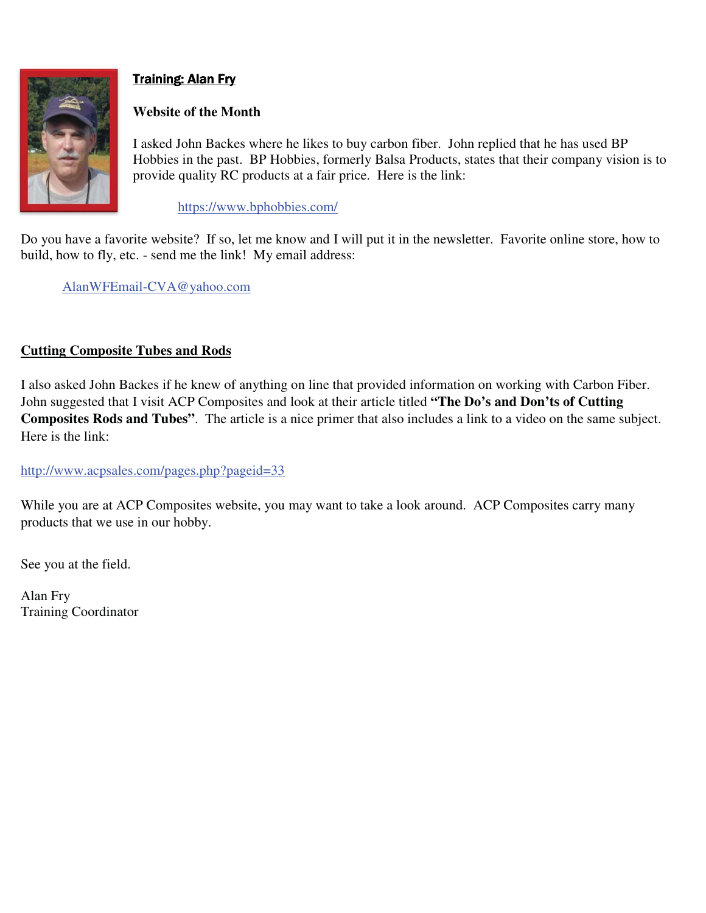## Training: Alan Fry

**Website of the Month**

I asked John Backes where he likes to buy carbon fiber. John replied that he has used BP Hobbies in the past. BP Hobbies, formerly Balsa Products, states that their company vision is to provide quality RC products at a fair price. Here is the link:

https://www.bphobbies.com/

Do you have a favorite website? If so, let me know and I will put it in the newsletter. Favorite online store, how to build, how to fly, etc. - send me the link! My email address:

AlanWFEmail-CVA@yahoo.com

## Cutting Composite Tubes and Rods

I also asked John Backes if he knew of anything on line that provided information on working with Carbon Fiber. John suggested that I visit ACP Composites and look at their article titled **"The Do's and Don'ts of Cutting Composites Rods and Tubes"**. The article is a nice primer that also includes a link to a video on the same subject. Here is the link:

http://www.acpsales.com/pages.php?pageid=33

While you are at ACP Composites website, you may want to take a look around. ACP Composites carry many products that we use in our hobby.

See you at the field.

Alan Fry
Training Coordinator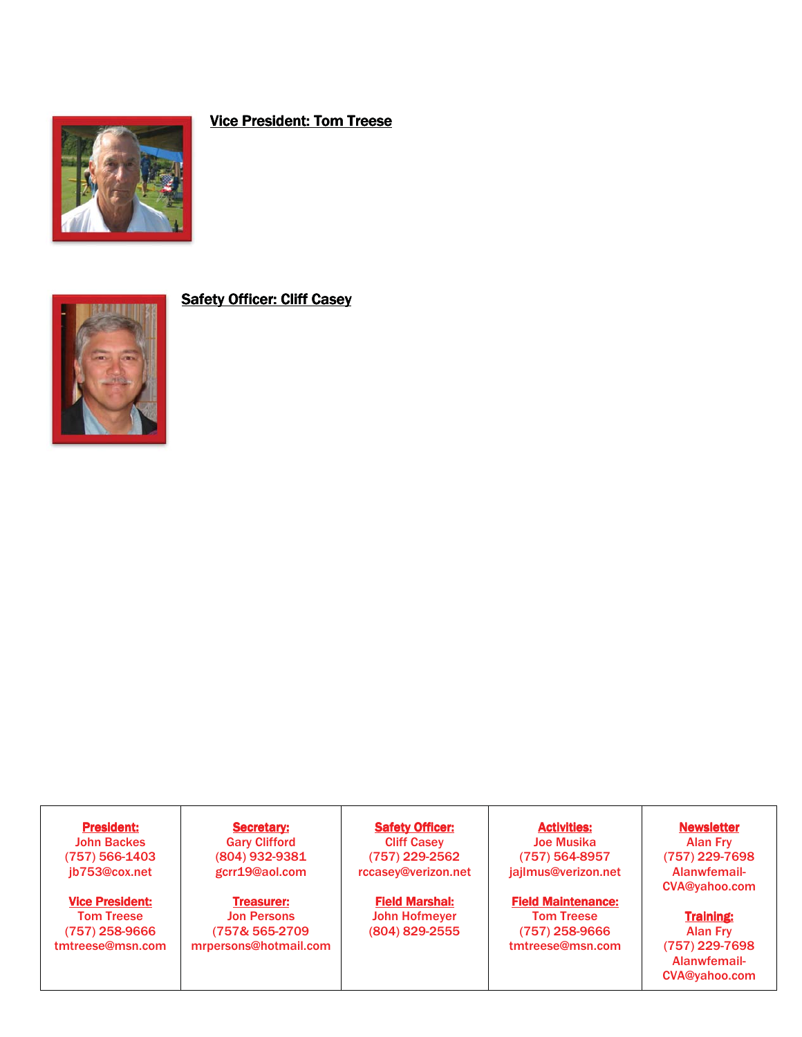**Vice President: Tom Treese**

**Safety Officer: Cliff Casey**

| | | | | |
|---|---|---|---|---|
| **President:**<br>John Backes<br>(757) 566-1403<br>jb753@cox.net<br><br>**Vice President:**<br>Tom Treese<br>(757) 258-9666<br>tmtreese@msn.com | **Secretary:**<br>Gary Clifford<br>(804) 932-9381<br>gcrr19@aol.com<br><br>**Treasurer:**<br>Jon Persons<br>(757& 565-2709<br>mrpersons@hotmail.com | **Safety Officer:**<br>Cliff Casey<br>(757) 229-2562<br>rccasey@verizon.net<br><br>**Field Marshal:**<br>John Hofmeyer<br>(804) 829-2555 | **Activities:**<br>Joe Musika<br>(757) 564-8957<br>jajlmus@verizon.net<br><br>**Field Maintenance:**<br>Tom Treese<br>(757) 258-9666<br>tmtreese@msn.com | **Newsletter**<br>Alan Fry<br>(757) 229-7698<br>Alanwfemail-CVA@yahoo.com<br><br>**Training:**<br>Alan Fry<br>(757) 229-7698<br>Alanwfemail-CVA@yahoo.com |